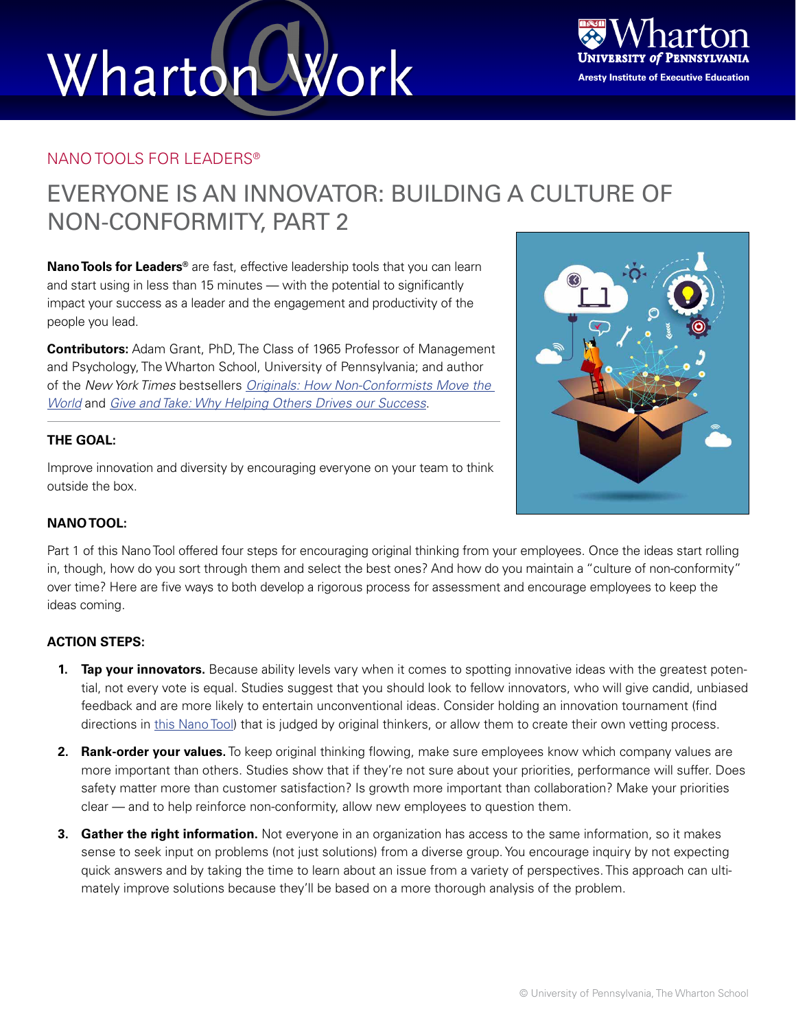# Wharton@Work

NANO TOOLS FOR LEADERS®

## EVERYONE IS AN INNOVATOR: BUILDING A CULTURE OF NON-CONFORMITY, PART 2

**Nano Tools for Leaders®** are fast, effective leadership tools that you can learn and start using in less than 15 minutes — with the potential to significantly impact your success as a leader and the engagement and productivity of the people you lead.

**Contributors:** Adam Grant, PhD, The Class of 1965 Professor of Management and Psychology, The Wharton School, University of Pennsylvania; and author of the *New York Times* bestsellers *Originals: How Non-Conformists Move the World* and *Give and Take: Why Helping Others Drives our Success*.

### THE GOAL:

Improve innovation and diversity by encouraging everyone on your team to think outside the box.

### NANO TOOL:

Part 1 of this Nano Tool offered four steps for encouraging original thinking from your employees. Once the ideas start rolling in, though, how do you sort through them and select the best ones? And how do you maintain a "culture of non-conformity" over time? Here are five ways to both develop a rigorous process for assessment and encourage employees to keep the ideas coming.

### ACTION STEPS:

1. **Tap your innovators.** Because ability levels vary when it comes to spotting innovative ideas with the greatest potential, not every vote is equal. Studies suggest that you should look to fellow innovators, who will give candid, unbiased feedback and are more likely to entertain unconventional ideas. Consider holding an innovation tournament (find directions in this Nano Tool) that is judged by original thinkers, or allow them to create their own vetting process.

2. **Rank-order your values.** To keep original thinking flowing, make sure employees know which company values are more important than others. Studies show that if they're not sure about your priorities, performance will suffer. Does safety matter more than customer satisfaction? Is growth more important than collaboration? Make your priorities clear — and to help reinforce non-conformity, allow new employees to question them.

3. **Gather the right information.** Not everyone in an organization has access to the same information, so it makes sense to seek input on problems (not just solutions) from a diverse group. You encourage inquiry by not expecting quick answers and by taking the time to learn about an issue from a variety of perspectives. This approach can ultimately improve solutions because they'll be based on a more thorough analysis of the problem.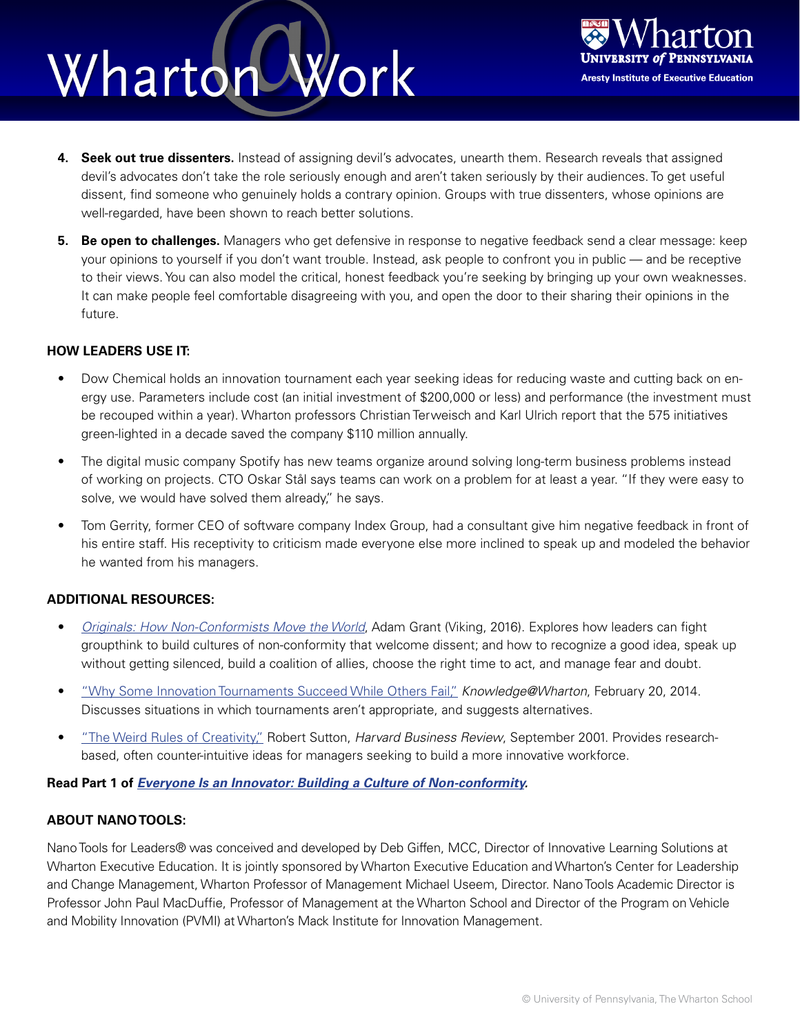4. **Seek out true dissenters.** Instead of assigning devil's advocates, unearth them. Research reveals that assigned devil's advocates don't take the role seriously enough and aren't taken seriously by their audiences. To get useful dissent, find someone who genuinely holds a contrary opinion. Groups with true dissenters, whose opinions are well-regarded, have been shown to reach better solutions.

5. **Be open to challenges.** Managers who get defensive in response to negative feedback send a clear message: keep your opinions to yourself if you don't want trouble. Instead, ask people to confront you in public — and be receptive to their views. You can also model the critical, honest feedback you're seeking by bringing up your own weaknesses. It can make people feel comfortable disagreeing with you, and open the door to their sharing their opinions in the future.

**HOW LEADERS USE IT:**

- Dow Chemical holds an innovation tournament each year seeking ideas for reducing waste and cutting back on energy use. Parameters include cost (an initial investment of $200,000 or less) and performance (the investment must be recouped within a year). Wharton professors Christian Terweisch and Karl Ulrich report that the 575 initiatives green-lighted in a decade saved the company $110 million annually.
- The digital music company Spotify has new teams organize around solving long-term business problems instead of working on projects. CTO Oskar Stål says teams can work on a problem for at least a year. "If they were easy to solve, we would have solved them already," he says.
- Tom Gerrity, former CEO of software company Index Group, had a consultant give him negative feedback in front of his entire staff. His receptivity to criticism made everyone else more inclined to speak up and modeled the behavior he wanted from his managers.

**ADDITIONAL RESOURCES:**

- *Originals: How Non-Conformists Move the World*, Adam Grant (Viking, 2016). Explores how leaders can fight groupthink to build cultures of non-conformity that welcome dissent; and how to recognize a good idea, speak up without getting silenced, build a coalition of allies, choose the right time to act, and manage fear and doubt.
- "Why Some Innovation Tournaments Succeed While Others Fail," *Knowledge@Wharton*, February 20, 2014. Discusses situations in which tournaments aren't appropriate, and suggests alternatives.
- "The Weird Rules of Creativity," Robert Sutton, *Harvard Business Review*, September 2001. Provides research-based, often counter-intuitive ideas for managers seeking to build a more innovative workforce.

**Read Part 1 of *Everyone Is an Innovator: Building a Culture of Non-conformity*.**

**ABOUT NANO TOOLS:**

Nano Tools for Leaders® was conceived and developed by Deb Giffen, MCC, Director of Innovative Learning Solutions at Wharton Executive Education. It is jointly sponsored by Wharton Executive Education and Wharton's Center for Leadership and Change Management, Wharton Professor of Management Michael Useem, Director. Nano Tools Academic Director is Professor John Paul MacDuffie, Professor of Management at the Wharton School and Director of the Program on Vehicle and Mobility Innovation (PVMI) at Wharton's Mack Institute for Innovation Management.